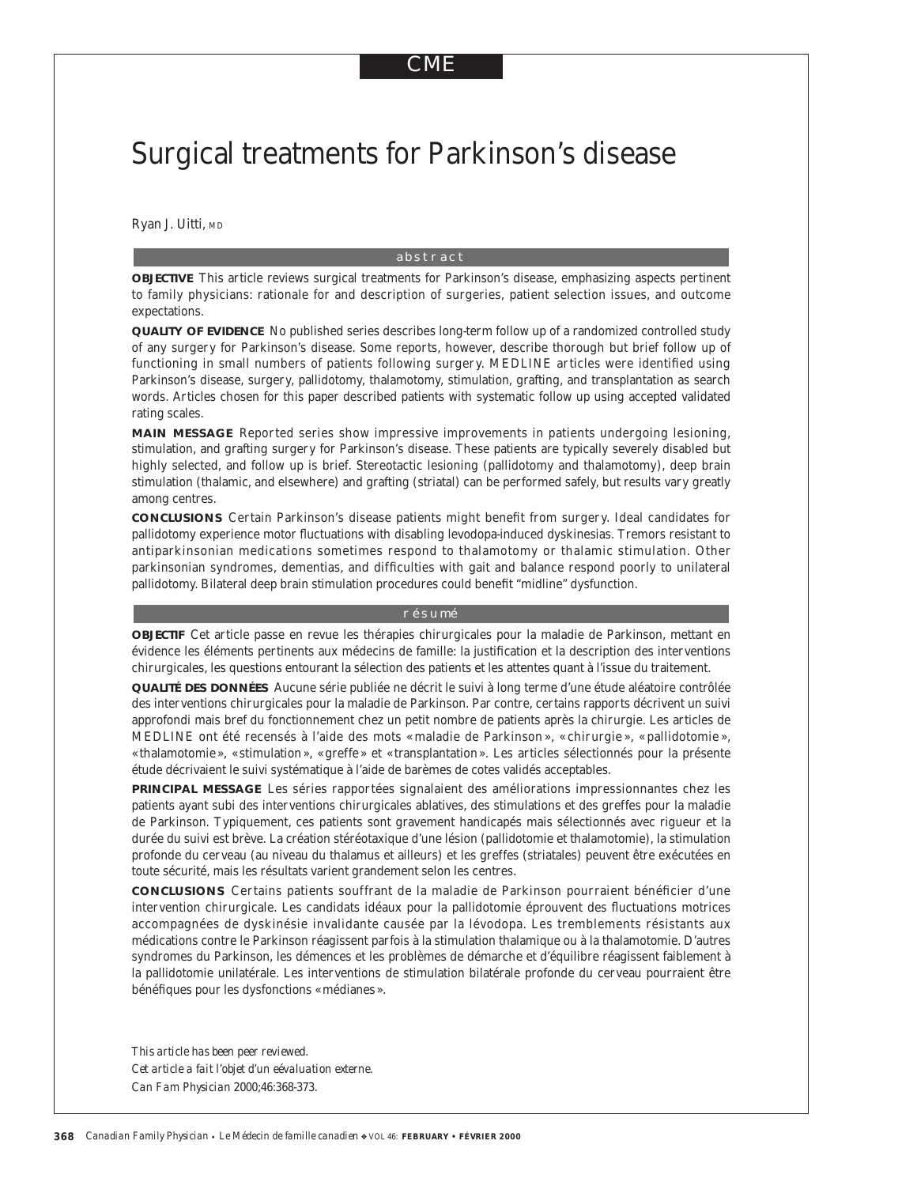CME

# Surgical treatments for Parkinson's disease

Ryan J. Uitti, MD

## abstract

**OBJECTIVE** This article reviews surgical treatments for Parkinson's disease, emphasizing aspects pertinent to family physicians: rationale for and description of surgeries, patient selection issues, and outcome expectations.

**QUALITY OF EVIDENCE** No published series describes long-term follow up of a randomized controlled study of any surgery for Parkinson's disease. Some reports, however, describe thorough but brief follow up of functioning in small numbers of patients following surgery. MEDLINE articles were identified using Parkinson's disease, surgery, pallidotomy, thalamotomy, stimulation, grafting, and transplantation as search words. Articles chosen for this paper described patients with systematic follow up using accepted validated rating scales.

**MAIN MESSAGE** Reported series show impressive improvements in patients undergoing lesioning, stimulation, and grafting surgery for Parkinson's disease. These patients are typically severely disabled but highly selected, and follow up is brief. Stereotactic lesioning (pallidotomy and thalamotomy), deep brain stimulation (thalamic, and elsewhere) and grafting (striatal) can be performed safely, but results vary greatly among centres.

**CONCLUSIONS** Certain Parkinson's disease patients might benefit from surgery. Ideal candidates for pallidotomy experience motor fluctuations with disabling levodopa-induced dyskinesias. Tremors resistant to antiparkinsonian medications sometimes respond to thalamotomy or thalamic stimulation. Other parkinsonian syndromes, dementias, and difficulties with gait and balance respond poorly to unilateral pallidotomy. Bilateral deep brain stimulation procedures could benefit "midline" dysfunction.

## résumé

**OBJECTIF** Cet article passe en revue les thérapies chirurgicales pour la maladie de Parkinson, mettant en évidence les éléments pertinents aux médecins de famille: la justification et la description des interventions chirurgicales, les questions entourant la sélection des patients et les attentes quant à l'issue du traitement.

**QUALITÉ DES DONNÉES** Aucune série publiée ne décrit le suivi à long terme d'une étude aléatoire contrôlée des interventions chirurgicales pour la maladie de Parkinson. Par contre, certains rapports décrivent un suivi approfondi mais bref du fonctionnement chez un petit nombre de patients après la chirurgie. Les articles de MEDLINE ont été recensés à l'aide des mots «maladie de Parkinson», «chirurgie», «pallidotomie», «thalamotomie», «stimulation», «greffe» et «transplantation». Les articles sélectionnés pour la présente étude décrivaient le suivi systématique à l'aide de barèmes de cotes validés acceptables.

**PRINCIPAL MESSAGE** Les séries rapportées signalaient des améliorations impressionnantes chez les patients ayant subi des interventions chirurgicales ablatives, des stimulations et des greffes pour la maladie de Parkinson. Typiquement, ces patients sont gravement handicapés mais sélectionnés avec rigueur et la durée du suivi est brève. La création stéréotaxique d'une lésion (pallidotomie et thalamotomie), la stimulation profonde du cerveau (au niveau du thalamus et ailleurs) et les greffes (striatales) peuvent être exécutées en toute sécurité, mais les résultats varient grandement selon les centres.

**CONCLUSIONS** Certains patients souffrant de la maladie de Parkinson pourraient bénéficier d'une intervention chirurgicale. Les candidats idéaux pour la pallidotomie éprouvent des fluctuations motrices accompagnées de dyskinésie invalidante causée par la lévodopa. Les tremblements résistants aux médications contre le Parkinson réagissent parfois à la stimulation thalamique ou à la thalamotomie. D'autres syndromes du Parkinson, les démences et les problèmes de démarche et d'équilibre réagissent faiblement à la pallidotomie unilatérale. Les interventions de stimulation bilatérale profonde du cerveau pourraient être bénéfiques pour les dysfonctions «médianes».

*This article has been peer reviewed.*
*Cet article a fait l'objet d'un eévaluation externe.*
*Can Fam Physician* 2000;46:368-373.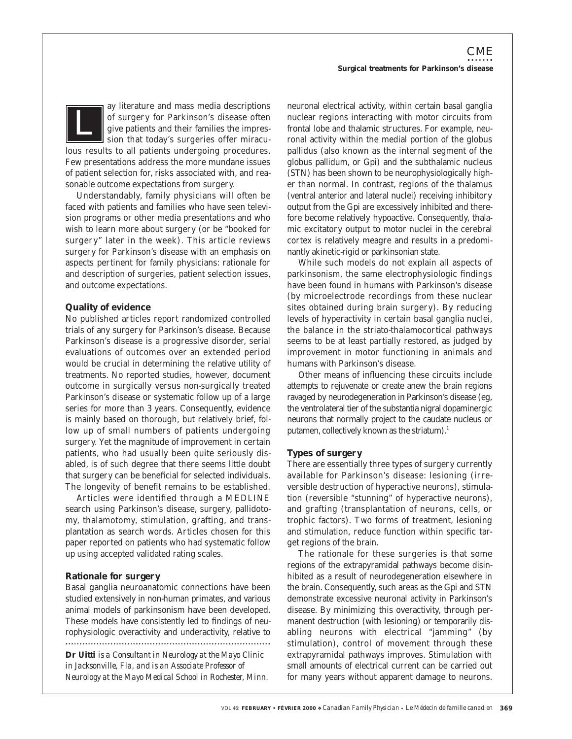Lay literature and mass media descriptions of surgery for Parkinson's disease often give patients and their families the impression that today's surgeries offer miraculous results to all patients undergoing procedures. Few presentations address the more mundane issues of patient selection for, risks associated with, and reasonable outcome expectations from surgery.

Understandably, family physicians will often be faced with patients and families who have seen television programs or other media presentations and who wish to learn more about surgery (or be "booked for surgery" later in the week). This article reviews surgery for Parkinson's disease with an emphasis on aspects pertinent for family physicians: rationale for and description of surgeries, patient selection issues, and outcome expectations.

## Quality of evidence

No published articles report randomized controlled trials of any surgery for Parkinson's disease. Because Parkinson's disease is a progressive disorder, serial evaluations of outcomes over an extended period would be crucial in determining the relative utility of treatments. No reported studies, however, document outcome in surgically versus non-surgically treated Parkinson's disease or systematic follow up of a large series for more than 3 years. Consequently, evidence is mainly based on thorough, but relatively brief, follow up of small numbers of patients undergoing surgery. Yet the magnitude of improvement in certain patients, who had usually been quite seriously disabled, is of such degree that there seems little doubt that surgery can be beneficial for selected individuals. The longevity of benefit remains to be established.

Articles were identified through a MEDLINE search using Parkinson's disease, surgery, pallidotomy, thalamotomy, stimulation, grafting, and transplantation as search words. Articles chosen for this paper reported on patients who had systematic follow up using accepted validated rating scales.

## Rationale for surgery

Basal ganglia neuroanatomic connections have been studied extensively in non-human primates, and various animal models of parkinsonism have been developed. These models have consistently led to findings of neurophysiologic overactivity and underactivity, relative to neuronal electrical activity, within certain basal ganglia nuclear regions interacting with motor circuits from frontal lobe and thalamic structures. For example, neuronal activity within the medial portion of the globus pallidus (also known as the internal segment of the globus pallidum, or Gpi) and the subthalamic nucleus (STN) has been shown to be neurophysiologically higher than normal. In contrast, regions of the thalamus (ventral anterior and lateral nuclei) receiving inhibitory output from the Gpi are excessively inhibited and therefore become relatively hypoactive. Consequently, thalamic excitatory output to motor nuclei in the cerebral cortex is relatively meagre and results in a predominantly akinetic-rigid or parkinsonian state.

While such models do not explain all aspects of parkinsonism, the same electrophysiologic findings have been found in humans with Parkinson's disease (by microelectrode recordings from these nuclear sites obtained during brain surgery). By reducing levels of hyperactivity in certain basal ganglia nuclei, the balance in the striato-thalamocortical pathways seems to be at least partially restored, as judged by improvement in motor functioning in animals and humans with Parkinson's disease.

Other means of influencing these circuits include attempts to rejuvenate or create anew the brain regions ravaged by neurodegeneration in Parkinson's disease (eg, the ventrolateral tier of the substantia nigral dopaminergic neurons that normally project to the caudate nucleus or putamen, collectively known as the striatum).[1]

## Types of surgery

There are essentially three types of surgery currently available for Parkinson's disease: lesioning (irreversible destruction of hyperactive neurons), stimulation (reversible "stunning" of hyperactive neurons), and grafting (transplantation of neurons, cells, or trophic factors). Two forms of treatment, lesioning and stimulation, reduce function within specific target regions of the brain.

The rationale for these surgeries is that some regions of the extrapyramidal pathways become disinhibited as a result of neurodegeneration elsewhere in the brain. Consequently, such areas as the Gpi and STN demonstrate excessive neuronal activity in Parkinson's disease. By minimizing this overactivity, through permanent destruction (with lesioning) or temporarily disabling neurons with electrical "jamming" (by stimulation), control of movement through these extrapyramidal pathways improves. Stimulation with small amounts of electrical current can be carried out for many years without apparent damage to neurons.

---

***Dr Uitti** is a Consultant in Neurology at the Mayo Clinic in Jacksonville, Fla, and is an Associate Professor of Neurology at the Mayo Medical School in Rochester, Minn.*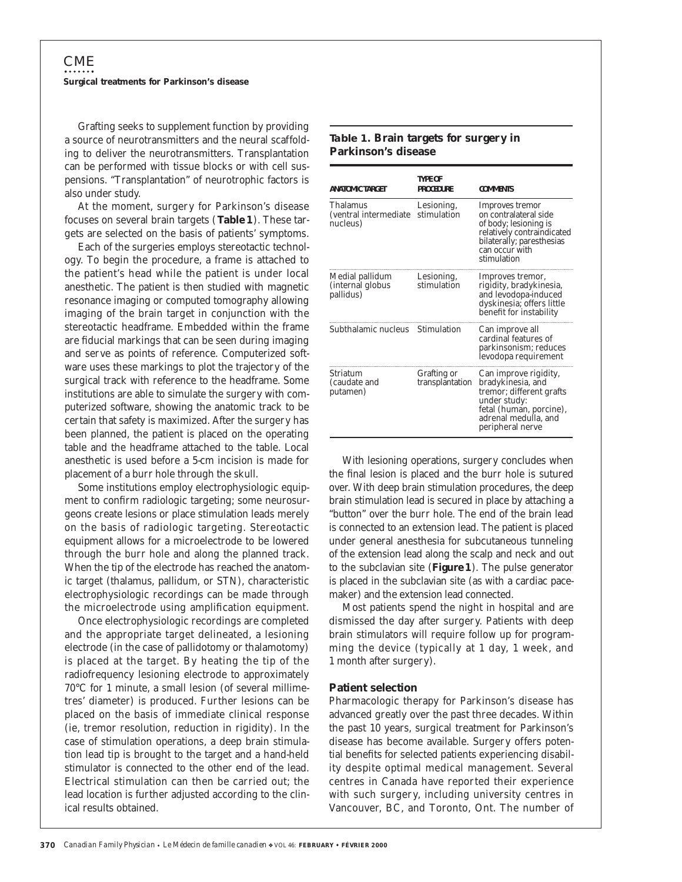Grafting seeks to supplement function by providing a source of neurotransmitters and the neural scaffolding to deliver the neurotransmitters. Transplantation can be performed with tissue blocks or with cell suspensions. "Transplantation" of neurotrophic factors is also under study.

At the moment, surgery for Parkinson's disease focuses on several brain targets (**Table 1**). These targets are selected on the basis of patients' symptoms.

Each of the surgeries employs stereotactic technology. To begin the procedure, a frame is attached to the patient's head while the patient is under local anesthetic. The patient is then studied with magnetic resonance imaging or computed tomography allowing imaging of the brain target in conjunction with the stereotactic headframe. Embedded within the frame are fiducial markings that can be seen during imaging and serve as points of reference. Computerized software uses these markings to plot the trajectory of the surgical track with reference to the headframe. Some institutions are able to simulate the surgery with computerized software, showing the anatomic track to be certain that safety is maximized. After the surgery has been planned, the patient is placed on the operating table and the headframe attached to the table. Local anesthetic is used before a 5-cm incision is made for placement of a burr hole through the skull.

Some institutions employ electrophysiologic equipment to confirm radiologic targeting; some neurosurgeons create lesions or place stimulation leads merely on the basis of radiologic targeting. Stereotactic equipment allows for a microelectrode to be lowered through the burr hole and along the planned track. When the tip of the electrode has reached the anatomic target (thalamus, pallidum, or STN), characteristic electrophysiologic recordings can be made through the microelectrode using amplification equipment.

Once electrophysiologic recordings are completed and the appropriate target delineated, a lesioning electrode (in the case of pallidotomy or thalamotomy) is placed at the target. By heating the tip of the radiofrequency lesioning electrode to approximately 70°C for 1 minute, a small lesion (of several millimetres' diameter) is produced. Further lesions can be placed on the basis of immediate clinical response (ie, tremor resolution, reduction in rigidity). In the case of stimulation operations, a deep brain stimulation lead tip is brought to the target and a hand-held stimulator is connected to the other end of the lead. Electrical stimulation can then be carried out; the lead location is further adjusted according to the clinical results obtained.

**Table 1. Brain targets for surgery in Parkinson's disease**

| ANATOMIC TARGET | TYPE OF PROCEDURE | COMMENTS |
|---|---|---|
| Thalamus (ventral intermediate nucleus) | Lesioning, stimulation | Improves tremor on contralateral side of body; lesioning is relatively contraindicated bilaterally; paresthesias can occur with stimulation |
| Medial pallidum (internal globus pallidus) | Lesioning, stimulation | Improves tremor, rigidity, bradykinesia, and levodopa-induced dyskinesia; offers little benefit for instability |
| Subthalamic nucleus | Stimulation | Can improve all cardinal features of parkinsonism; reduces levodopa requirement |
| Striatum (caudate and putamen) | Grafting or transplantation | Can improve rigidity, bradykinesia, and tremor; different grafts under study: fetal (human, porcine), adrenal medulla, and peripheral nerve |

With lesioning operations, surgery concludes when the final lesion is placed and the burr hole is sutured over. With deep brain stimulation procedures, the deep brain stimulation lead is secured in place by attaching a "button" over the burr hole. The end of the brain lead is connected to an extension lead. The patient is placed under general anesthesia for subcutaneous tunneling of the extension lead along the scalp and neck and out to the subclavian site (**Figure 1**). The pulse generator is placed in the subclavian site (as with a cardiac pacemaker) and the extension lead connected.

Most patients spend the night in hospital and are dismissed the day after surgery. Patients with deep brain stimulators will require follow up for programming the device (typically at 1 day, 1 week, and 1 month after surgery).

### Patient selection

Pharmacologic therapy for Parkinson's disease has advanced greatly over the past three decades. Within the past 10 years, surgical treatment for Parkinson's disease has become available. Surgery offers potential benefits for selected patients experiencing disability despite optimal medical management. Several centres in Canada have reported their experience with such surgery, including university centres in Vancouver, BC, and Toronto, Ont. The number of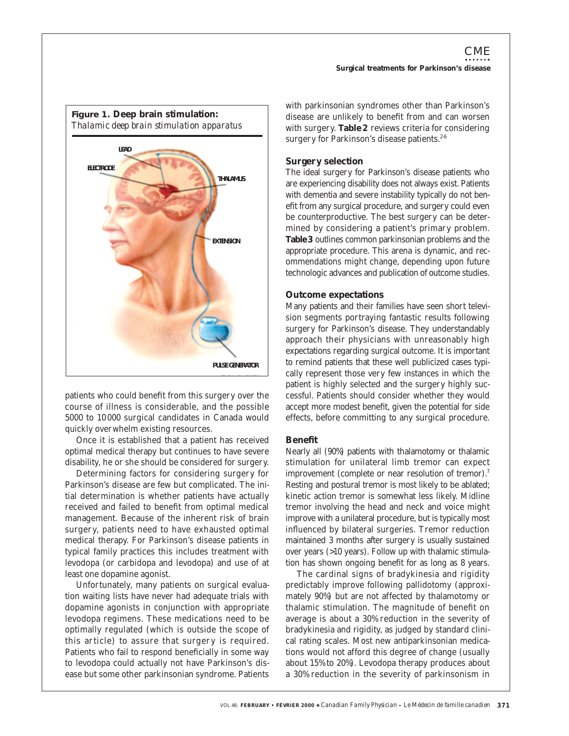**Figure 1. Deep brain stimulation:** *Thalamic deep brain stimulation apparatus*

LEAD
ELECTRODE
THALAMUS
EXTENSION
PULSE GENERATOR

patients who could benefit from this surgery over the course of illness is considerable, and the possible 5000 to 10 000 surgical candidates in Canada would quickly overwhelm existing resources.

Once it is established that a patient has received optimal medical therapy but continues to have severe disability, he or she should be considered for surgery.

Determining factors for considering surgery for Parkinson's disease are few but complicated. The initial determination is whether patients have actually received and failed to benefit from optimal medical management. Because of the inherent risk of brain surgery, patients need to have exhausted optimal medical therapy. For Parkinson's disease patients in typical family practices this includes treatment with levodopa (or carbidopa and levodopa) and use of at least one dopamine agonist.

Unfortunately, many patients on surgical evaluation waiting lists have never had adequate trials with dopamine agonists in conjunction with appropriate levodopa regimens. These medications need to be optimally regulated (which is outside the scope of this article) to assure that surgery is required. Patients who fail to respond beneficially in some way to levodopa could actually not have Parkinson's disease but some other parkinsonian syndrome. Patients with parkinsonian syndromes other than Parkinson's disease are unlikely to benefit from and can worsen with surgery. **Table 2** reviews criteria for considering surgery for Parkinson's disease patients.[2-6]

### Surgery selection

The ideal surgery for Parkinson's disease patients who are experiencing disability does not always exist. Patients with dementia and severe instability typically do not benefit from any surgical procedure, and surgery could even be counterproductive. The best surgery can be determined by considering a patient's primary problem. **Table 3** outlines common parkinsonian problems and the appropriate procedure. This arena is dynamic, and recommendations might change, depending upon future technologic advances and publication of outcome studies.

### Outcome expectations

Many patients and their families have seen short television segments portraying fantastic results following surgery for Parkinson's disease. They understandably approach their physicians with unreasonably high expectations regarding surgical outcome. It is important to remind patients that these well publicized cases typically represent those very few instances in which the patient is highly selected and the surgery highly successful. Patients should consider whether they would accept more modest benefit, given the potential for side effects, before committing to any surgical procedure.

### Benefit

Nearly all (90%) patients with thalamotomy or thalamic stimulation for unilateral limb tremor can expect improvement (complete or near resolution of tremor).[7] Resting and postural tremor is most likely to be ablated; kinetic action tremor is somewhat less likely. Midline tremor involving the head and neck and voice might improve with a unilateral procedure, but is typically most influenced by bilateral surgeries. Tremor reduction maintained 3 months after surgery is usually sustained over years (>10 years). Follow up with thalamic stimulation has shown ongoing benefit for as long as 8 years.

The cardinal signs of bradykinesia and rigidity predictably improve following pallidotomy (approximately 90%) but are not affected by thalamotomy or thalamic stimulation. The magnitude of benefit on average is about a 30% reduction in the severity of bradykinesia and rigidity, as judged by standard clinical rating scales. Most new antiparkinsonian medications would not afford this degree of change (usually about 15% to 20%). Levodopa therapy produces about a 30% reduction in the severity of parkinsonism in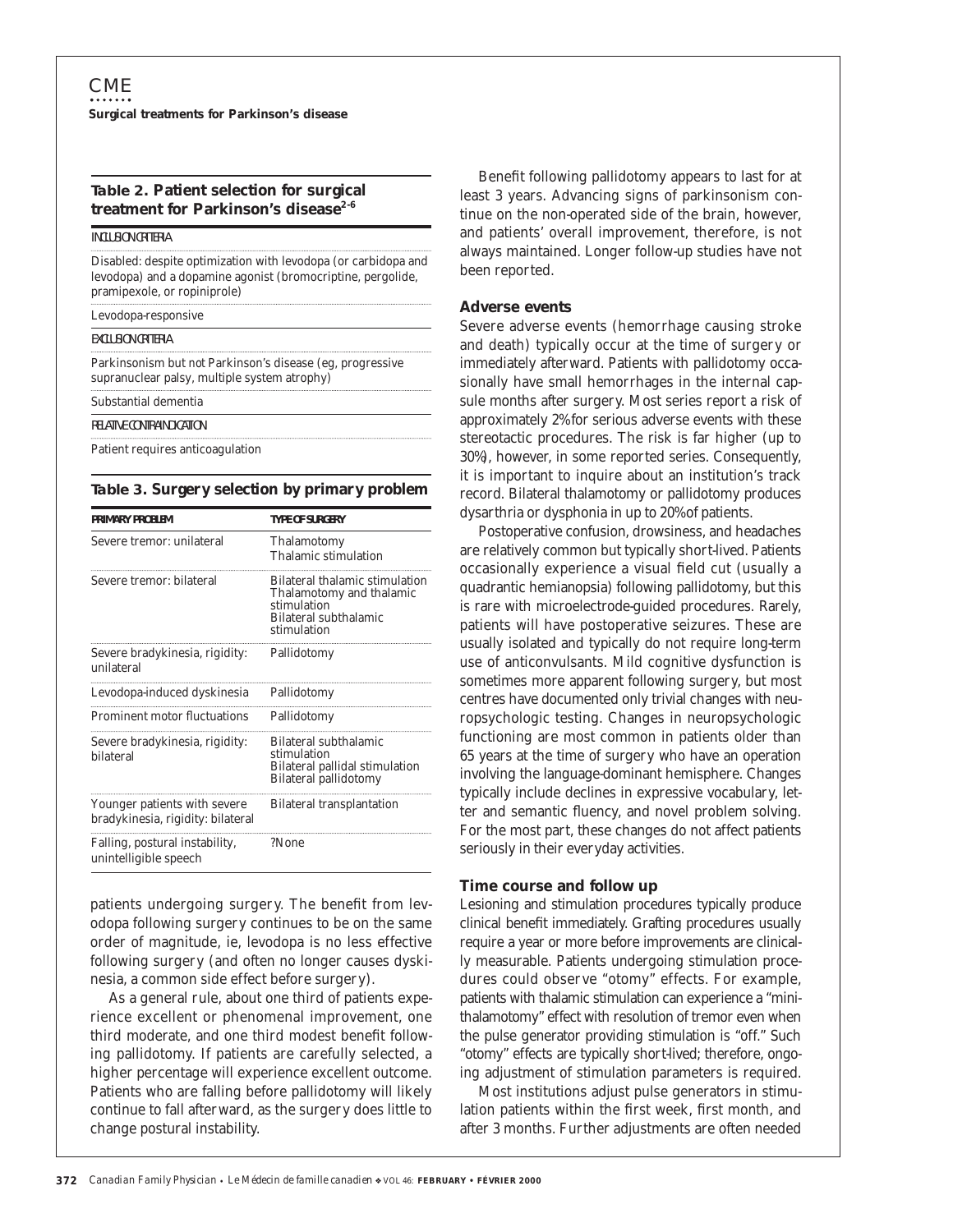**Table 2. Patient selection for surgical treatment for Parkinson's disease**[2-6]

| INCLUSION CRITERIA |
| --- |
| Disabled: despite optimization with levodopa (or carbidopa and levodopa) and a dopamine agonist (bromocriptine, pergolide, pramipexole, or ropiniprole) |
| Levodopa-responsive |
| **EXCLUSION CRITERIA** |
| Parkinsonism but not Parkinson's disease (eg, progressive supranuclear palsy, multiple system atrophy) |
| Substantial dementia |
| **RELATIVE CONTRAINDICATION** |
| Patient requires anticoagulation |

**Table 3. Surgery selection by primary problem**

| PRIMARY PROBLEM | TYPE OF SURGERY |
| --- | --- |
| Severe tremor: unilateral | Thalamotomy<br>Thalamic stimulation |
| Severe tremor: bilateral | Bilateral thalamic stimulation<br>Thalamotomy and thalamic stimulation<br>Bilateral subthalamic stimulation |
| Severe bradykinesia, rigidity: unilateral | Pallidotomy |
| Levodopa-induced dyskinesia | Pallidotomy |
| Prominent motor fluctuations | Pallidotomy |
| Severe bradykinesia, rigidity: bilateral | Bilateral subthalamic stimulation<br>Bilateral pallidal stimulation<br>Bilateral pallidotomy |
| Younger patients with severe bradykinesia, rigidity: bilateral | Bilateral transplantation |
| Falling, postural instability, unintelligible speech | ?None |

patients undergoing surgery. The benefit from levodopa following surgery continues to be on the same order of magnitude, ie, levodopa is no less effective following surgery (and often no longer causes dyskinesia, a common side effect before surgery).

As a general rule, about one third of patients experience excellent or phenomenal improvement, one third moderate, and one third modest benefit following pallidotomy. If patients are carefully selected, a higher percentage will experience excellent outcome. Patients who are falling before pallidotomy will likely continue to fall afterward, as the surgery does little to change postural instability.

Benefit following pallidotomy appears to last for at least 3 years. Advancing signs of parkinsonism continue on the non-operated side of the brain, however, and patients' overall improvement, therefore, is not always maintained. Longer follow-up studies have not been reported.

### Adverse events

Severe adverse events (hemorrhage causing stroke and death) typically occur at the time of surgery or immediately afterward. Patients with pallidotomy occasionally have small hemorrhages in the internal capsule months after surgery. Most series report a risk of approximately 2% for serious adverse events with these stereotactic procedures. The risk is far higher (up to 30%), however, in some reported series. Consequently, it is important to inquire about an institution's track record. Bilateral thalamotomy or pallidotomy produces dysarthria or dysphonia in up to 20% of patients.

Postoperative confusion, drowsiness, and headaches are relatively common but typically short-lived. Patients occasionally experience a visual field cut (usually a quadrantic hemianopsia) following pallidotomy, but this is rare with microelectrode-guided procedures. Rarely, patients will have postoperative seizures. These are usually isolated and typically do not require long-term use of anticonvulsants. Mild cognitive dysfunction is sometimes more apparent following surgery, but most centres have documented only trivial changes with neuropsychologic testing. Changes in neuropsychologic functioning are most common in patients older than 65 years at the time of surgery who have an operation involving the language-dominant hemisphere. Changes typically include declines in expressive vocabulary, letter and semantic fluency, and novel problem solving. For the most part, these changes do not affect patients seriously in their everyday activities.

### Time course and follow up

Lesioning and stimulation procedures typically produce clinical benefit immediately. Grafting procedures usually require a year or more before improvements are clinically measurable. Patients undergoing stimulation procedures could observe "otomy" effects. For example, patients with thalamic stimulation can experience a "mini-thalamotomy" effect with resolution of tremor even when the pulse generator providing stimulation is "off." Such "otomy" effects are typically short-lived; therefore, ongoing adjustment of stimulation parameters is required.

Most institutions adjust pulse generators in stimulation patients within the first week, first month, and after 3 months. Further adjustments are often needed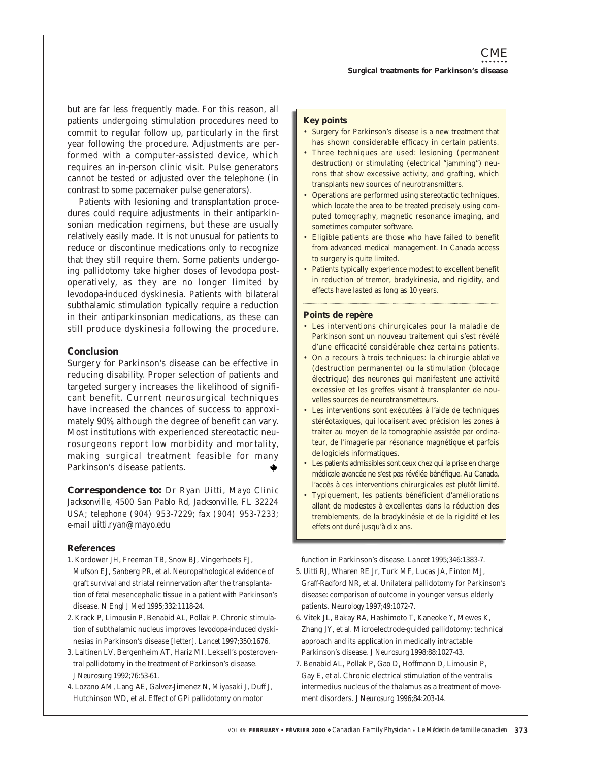but are far less frequently made. For this reason, all patients undergoing stimulation procedures need to commit to regular follow up, particularly in the first year following the procedure. Adjustments are performed with a computer-assisted device, which requires an in-person clinic visit. Pulse generators cannot be tested or adjusted over the telephone (in contrast to some pacemaker pulse generators).

Patients with lesioning and transplantation procedures could require adjustments in their antiparkinsonian medication regimens, but these are usually relatively easily made. It is not unusual for patients to reduce or discontinue medications only to recognize that they still require them. Some patients undergoing pallidotomy take higher doses of levodopa postoperatively, as they are no longer limited by levodopa-induced dyskinesia. Patients with bilateral subthalamic stimulation typically require a reduction in their antiparkinsonian medications, as these can still produce dyskinesia following the procedure.

### Conclusion

Surgery for Parkinson's disease can be effective in reducing disability. Proper selection of patients and targeted surgery increases the likelihood of significant benefit. Current neurosurgical techniques have increased the chances of success to approximately 90%, although the degree of benefit can vary. Most institutions with experienced stereotactic neurosurgeons report low morbidity and mortality, making surgical treatment feasible for many Parkinson's disease patients.

**Correspondence to:** *Dr Ryan Uitti, Mayo Clinic Jacksonville, 4500 San Pablo Rd, Jacksonville, FL 32224 USA; telephone (904) 953-7229; fax (904) 953-7233; e-mail uitti.ryan@mayo.edu*

#### Key points

- Surgery for Parkinson's disease is a new treatment that has shown considerable efficacy in certain patients.
- Three techniques are used: lesioning (permanent destruction) or stimulating (electrical "jamming") neurons that show excessive activity, and grafting, which transplants new sources of neurotransmitters.
- Operations are performed using stereotactic techniques, which locate the area to be treated precisely using computed tomography, magnetic resonance imaging, and sometimes computer software.
- Eligible patients are those who have failed to benefit from advanced medical management. In Canada access to surgery is quite limited.
- Patients typically experience modest to excellent benefit in reduction of tremor, bradykinesia, and rigidity, and effects have lasted as long as 10 years.

#### Points de repère

- Les interventions chirurgicales pour la maladie de Parkinson sont un nouveau traitement qui s'est révélé d'une efficacité considérable chez certains patients.
- On a recours à trois techniques: la chirurgie ablative (destruction permanente) ou la stimulation (blocage électrique) des neurones qui manifestent une activité excessive et les greffes visant à transplanter de nouvelles sources de neurotransmetteurs.
- Les interventions sont exécutées à l'aide de techniques stéréotaxiques, qui localisent avec précision les zones à traiter au moyen de la tomographie assistée par ordinateur, de l'imagerie par résonance magnétique et parfois de logiciels informatiques.
- Les patients admissibles sont ceux chez qui la prise en charge médicale avancée ne s'est pas révélée bénéfique. Au Canada, l'accès à ces interventions chirurgicales est plutôt limité.
- Typiquement, les patients bénéficient d'améliorations allant de modestes à excellentes dans la réduction des tremblements, de la bradykinésie et de la rigidité et les effets ont duré jusqu'à dix ans.

#### References

1. Kordower JH, Freeman TB, Snow BJ, Vingerhoets FJ, Mufson EJ, Sanberg PR, et al. Neuropathological evidence of graft survival and striatal reinnervation after the transplantation of fetal mesencephalic tissue in a patient with Parkinson's disease. *N Engl J Med* 1995;332:1118-24.
2. Krack P, Limousin P, Benabid AL, Pollak P. Chronic stimulation of subthalamic nucleus improves levodopa-induced dyskinesias in Parkinson's disease [letter]. *Lancet* 1997;350:1676.
3. Laitinen LV, Bergenheim AT, Hariz MI. Leksell's posteroventral pallidotomy in the treatment of Parkinson's disease. *J Neurosurg* 1992;76:53-61.
4. Lozano AM, Lang AE, Galvez-Jimenez N, Miyasaki J, Duff J, Hutchinson WD, et al. Effect of GPi pallidotomy on motor function in Parkinson's disease. *Lancet* 1995;346:1383-7.
5. Uitti RJ, Wharen RE Jr, Turk MF, Lucas JA, Finton MJ, Graff-Radford NR, et al. Unilateral pallidotomy for Parkinson's disease: comparison of outcome in younger versus elderly patients. *Neurology* 1997;49:1072-7.
6. Vitek JL, Bakay RA, Hashimoto T, Kaneoke Y, Mewes K, Zhang JY, et al. Microelectrode-guided pallidotomy: technical approach and its application in medically intractable Parkinson's disease. *J Neurosurg* 1998;88:1027-43.
7. Benabid AL, Pollak P, Gao D, Hoffmann D, Limousin P, Gay E, et al. Chronic electrical stimulation of the ventralis intermedius nucleus of the thalamus as a treatment of movement disorders. *J Neurosurg* 1996;84:203-14.